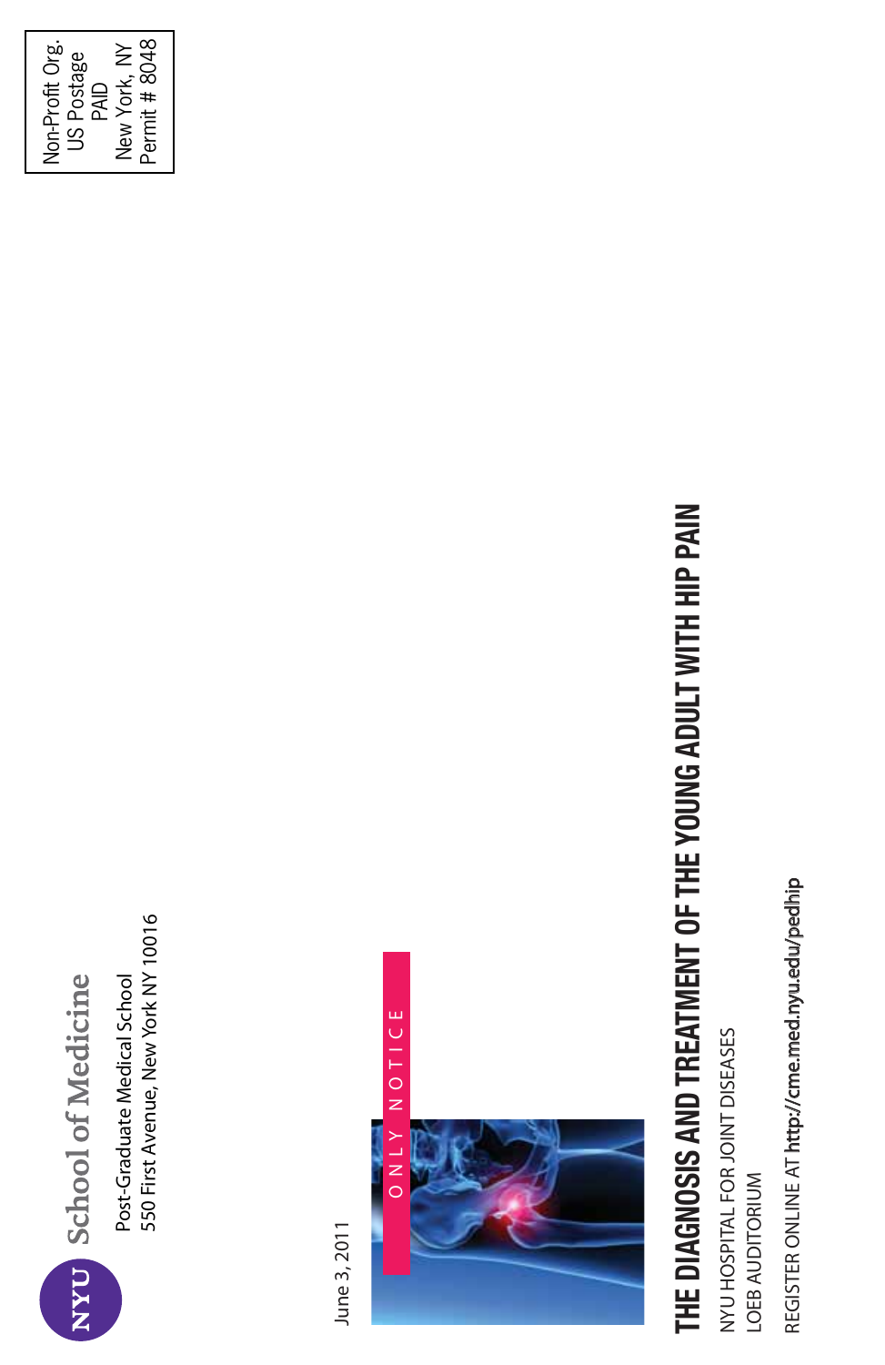NYU **School of Medicine**

Post-Graduate Medical School
550 First Avenue, New York NY 10016

Non-Profit Org.
US Postage
PAID
New York, NY
Permit # 8048

June 3, 2011

ONLY NOTICE

# THE DIAGNOSIS AND TREATMENT OF THE YOUNG ADULT WITH HIP PAIN

NYU HOSPITAL FOR JOINT DISEASES
LOEB AUDITORIUM

REGISTER ONLINE AT **http://cme.med.nyu.edu/pedhip**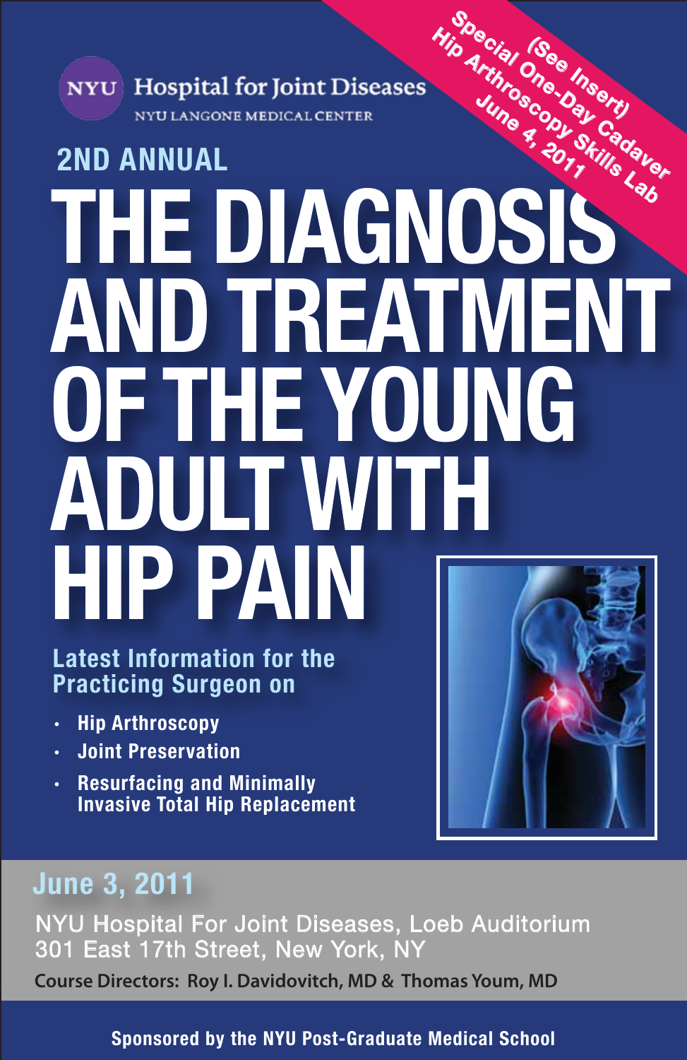NYU Hospital for Joint Diseases
NYU LANGONE MEDICAL CENTER

Special One-Day Cadaver Hip Arthroscopy Skills Lab
June 4, 2011
(See Insert)

## 2ND ANNUAL

# THE DIAGNOSIS AND TREATMENT OF THE YOUNG ADULT WITH HIP PAIN

**Latest Information for the Practicing Surgeon on**

- **Hip Arthroscopy**
- **Joint Preservation**
- **Resurfacing and Minimally Invasive Total Hip Replacement**

## June 3, 2011

NYU Hospital For Joint Diseases, Loeb Auditorium
301 East 17th Street, New York, NY

**Course Directors: Roy I. Davidovitch, MD & Thomas Youm, MD**

**Sponsored by the NYU Post-Graduate Medical School**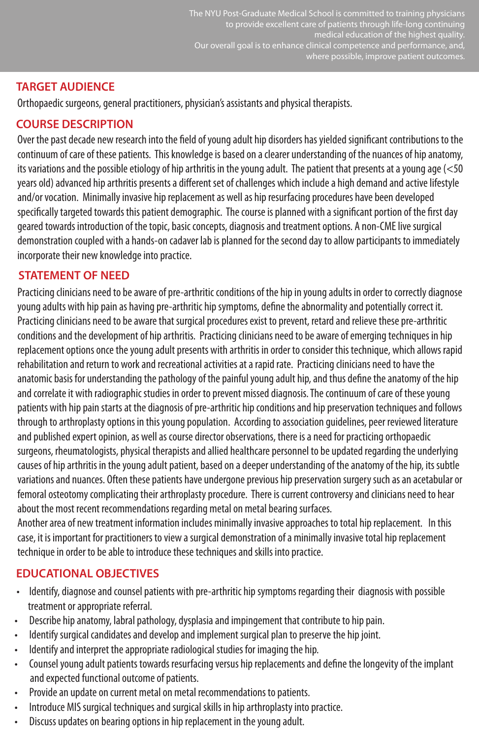The NYU Post-Graduate Medical School is committed to training physicians to provide excellent care of patients through life-long continuing medical education of the highest quality. Our overall goal is to enhance clinical competence and performance, and, where possible, improve patient outcomes.

## TARGET AUDIENCE

Orthopaedic surgeons, general practitioners, physician's assistants and physical therapists.

## COURSE DESCRIPTION

Over the past decade new research into the field of young adult hip disorders has yielded significant contributions to the continuum of care of these patients. This knowledge is based on a clearer understanding of the nuances of hip anatomy, its variations and the possible etiology of hip arthritis in the young adult. The patient that presents at a young age (<50 years old) advanced hip arthritis presents a different set of challenges which include a high demand and active lifestyle and/or vocation. Minimally invasive hip replacement as well as hip resurfacing procedures have been developed specifically targeted towards this patient demographic. The course is planned with a significant portion of the first day geared towards introduction of the topic, basic concepts, diagnosis and treatment options. A non-CME live surgical demonstration coupled with a hands-on cadaver lab is planned for the second day to allow participants to immediately incorporate their new knowledge into practice.

## STATEMENT OF NEED

Practicing clinicians need to be aware of pre-arthritic conditions of the hip in young adults in order to correctly diagnose young adults with hip pain as having pre-arthritic hip symptoms, define the abnormality and potentially correct it. Practicing clinicians need to be aware that surgical procedures exist to prevent, retard and relieve these pre-arthritic conditions and the development of hip arthritis. Practicing clinicians need to be aware of emerging techniques in hip replacement options once the young adult presents with arthritis in order to consider this technique, which allows rapid rehabilitation and return to work and recreational activities at a rapid rate. Practicing clinicians need to have the anatomic basis for understanding the pathology of the painful young adult hip, and thus define the anatomy of the hip and correlate it with radiographic studies in order to prevent missed diagnosis. The continuum of care of these young patients with hip pain starts at the diagnosis of pre-arthritic hip conditions and hip preservation techniques and follows through to arthroplasty options in this young population. According to association guidelines, peer reviewed literature and published expert opinion, as well as course director observations, there is a need for practicing orthopaedic surgeons, rheumatologists, physical therapists and allied healthcare personnel to be updated regarding the underlying causes of hip arthritis in the young adult patient, based on a deeper understanding of the anatomy of the hip, its subtle variations and nuances. Often these patients have undergone previous hip preservation surgery such as an acetabular or femoral osteotomy complicating their arthroplasty procedure. There is current controversy and clinicians need to hear about the most recent recommendations regarding metal on metal bearing surfaces.
Another area of new treatment information includes minimally invasive approaches to total hip replacement. In this case, it is important for practitioners to view a surgical demonstration of a minimally invasive total hip replacement technique in order to be able to introduce these techniques and skills into practice.

## EDUCATIONAL OBJECTIVES

- Identify, diagnose and counsel patients with pre-arthritic hip symptoms regarding their diagnosis with possible treatment or appropriate referral.
- Describe hip anatomy, labral pathology, dysplasia and impingement that contribute to hip pain.
- Identify surgical candidates and develop and implement surgical plan to preserve the hip joint.
- Identify and interpret the appropriate radiological studies for imaging the hip.
- Counsel young adult patients towards resurfacing versus hip replacements and define the longevity of the implant and expected functional outcome of patients.
- Provide an update on current metal on metal recommendations to patients.
- Introduce MIS surgical techniques and surgical skills in hip arthroplasty into practice.
- Discuss updates on bearing options in hip replacement in the young adult.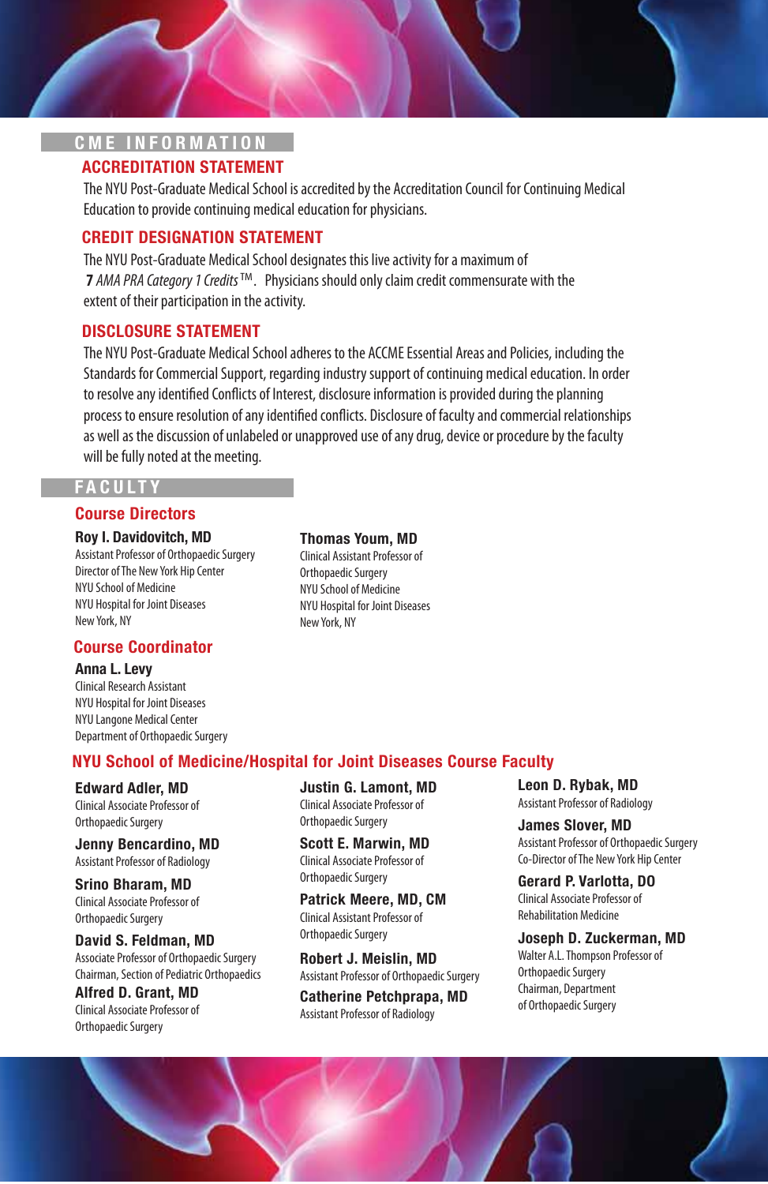## CME INFORMATION

### ACCREDITATION STATEMENT

The NYU Post-Graduate Medical School is accredited by the Accreditation Council for Continuing Medical Education to provide continuing medical education for physicians.

### CREDIT DESIGNATION STATEMENT

The NYU Post-Graduate Medical School designates this live activity for a maximum of **7** *AMA PRA Category 1 Credits*™. Physicians should only claim credit commensurate with the extent of their participation in the activity.

### DISCLOSURE STATEMENT

The NYU Post-Graduate Medical School adheres to the ACCME Essential Areas and Policies, including the Standards for Commercial Support, regarding industry support of continuing medical education. In order to resolve any identified Conflicts of Interest, disclosure information is provided during the planning process to ensure resolution of any identified conflicts. Disclosure of faculty and commercial relationships as well as the discussion of unlabeled or unapproved use of any drug, device or procedure by the faculty will be fully noted at the meeting.

## FACULTY

### Course Directors

**Roy I. Davidovitch, MD**
Assistant Professor of Orthopaedic Surgery
Director of The New York Hip Center
NYU School of Medicine
NYU Hospital for Joint Diseases
New York, NY

**Thomas Youm, MD**
Clinical Assistant Professor of Orthopaedic Surgery
NYU School of Medicine
NYU Hospital for Joint Diseases
New York, NY

### Course Coordinator

**Anna L. Levy**
Clinical Research Assistant
NYU Hospital for Joint Diseases
NYU Langone Medical Center
Department of Orthopaedic Surgery

### NYU School of Medicine/Hospital for Joint Diseases Course Faculty

**Edward Adler, MD**
Clinical Associate Professor of Orthopaedic Surgery

**Jenny Bencardino, MD**
Assistant Professor of Radiology

**Srino Bharam, MD**
Clinical Associate Professor of Orthopaedic Surgery

**David S. Feldman, MD**
Associate Professor of Orthopaedic Surgery
Chairman, Section of Pediatric Orthopaedics

**Alfred D. Grant, MD**
Clinical Associate Professor of Orthopaedic Surgery

**Justin G. Lamont, MD**
Clinical Associate Professor of Orthopaedic Surgery

**Scott E. Marwin, MD**
Clinical Associate Professor of Orthopaedic Surgery

**Patrick Meere, MD, CM**
Clinical Assistant Professor of Orthopaedic Surgery

**Robert J. Meislin, MD**
Assistant Professor of Orthopaedic Surgery

**Catherine Petchprapa, MD**
Assistant Professor of Radiology

**Leon D. Rybak, MD**
Assistant Professor of Radiology

**James Slover, MD**
Assistant Professor of Orthopaedic Surgery
Co-Director of The New York Hip Center

**Gerard P. Varlotta, DO**
Clinical Associate Professor of Rehabilitation Medicine

**Joseph D. Zuckerman, MD**
Walter A.L. Thompson Professor of Orthopaedic Surgery
Chairman, Department of Orthopaedic Surgery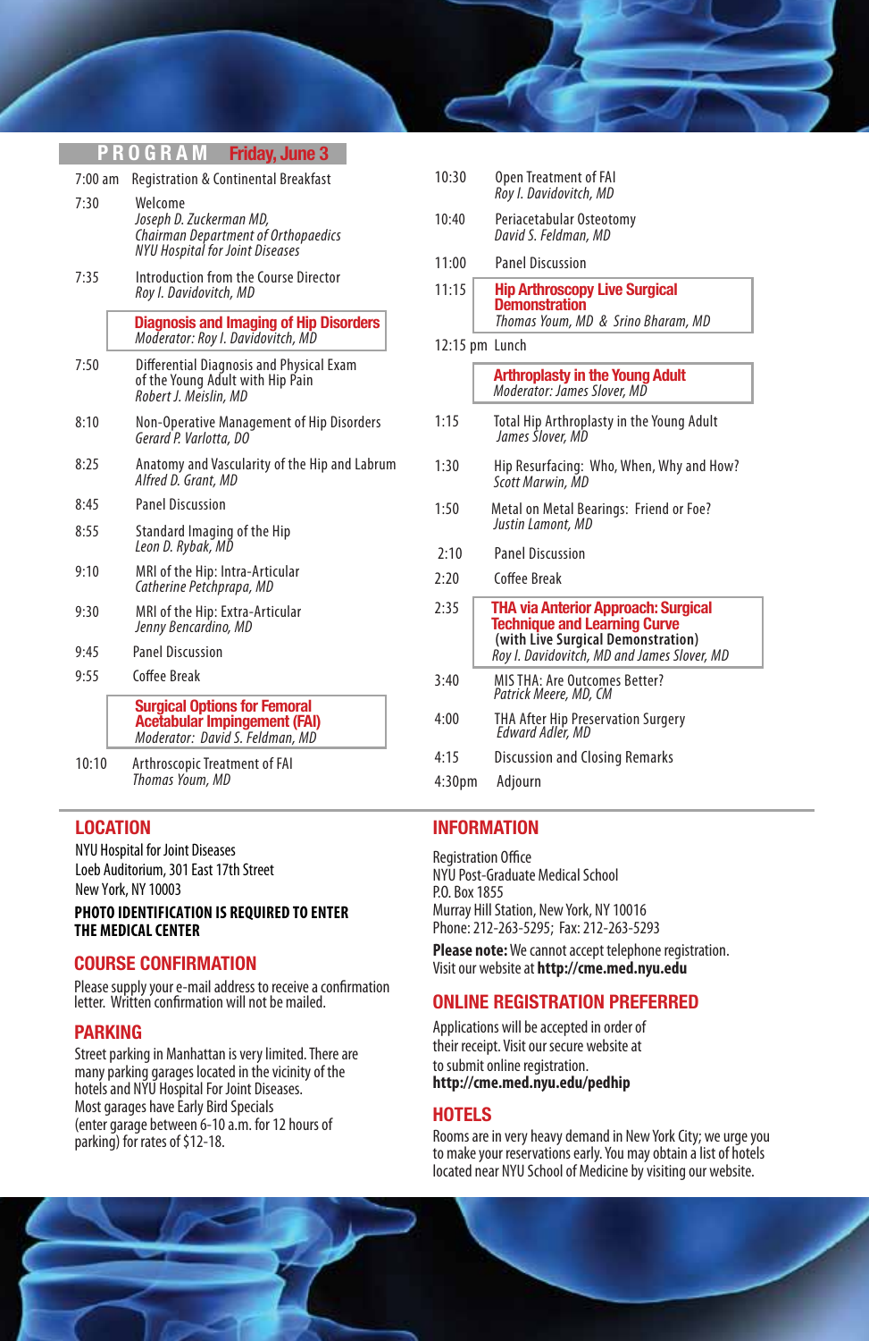## PROGRAM Friday, June 3

7:00 am Registration & Continental Breakfast

7:30 Welcome
*Joseph D. Zuckerman MD,*
*Chairman Department of Orthopaedics*
*NYU Hospital for Joint Diseases*

7:35 Introduction from the Course Director
*Roy I. Davidovitch, MD*

### Diagnosis and Imaging of Hip Disorders
*Moderator: Roy I. Davidovitch, MD*

7:50 Differential Diagnosis and Physical Exam of the Young Adult with Hip Pain
*Robert J. Meislin, MD*

8:10 Non-Operative Management of Hip Disorders
*Gerard P. Varlotta, DO*

8:25 Anatomy and Vascularity of the Hip and Labrum
*Alfred D. Grant, MD*

8:45 Panel Discussion

8:55 Standard Imaging of the Hip
*Leon D. Rybak, MD*

9:10 MRI of the Hip: Intra-Articular
*Catherine Petchprapa, MD*

9:30 MRI of the Hip: Extra-Articular
*Jenny Bencardino, MD*

9:45 Panel Discussion

9:55 Coffee Break

### Surgical Options for Femoral Acetabular Impingement (FAI)
*Moderator: David S. Feldman, MD*

10:10 Arthroscopic Treatment of FAI
*Thomas Youm, MD*

10:30 Open Treatment of FAI
*Roy I. Davidovitch, MD*

10:40 Periacetabular Osteotomy
*David S. Feldman, MD*

11:00 Panel Discussion

11:15 **Hip Arthroscopy Live Surgical Demonstration**
*Thomas Youm, MD & Srino Bharam, MD*

12:15 pm Lunch

### Arthroplasty in the Young Adult
*Moderator: James Slover, MD*

1:15 Total Hip Arthroplasty in the Young Adult
*James Slover, MD*

1:30 Hip Resurfacing: Who, When, Why and How?
*Scott Marwin, MD*

1:50 Metal on Metal Bearings: Friend or Foe?
*Justin Lamont, MD*

2:10 Panel Discussion

2:20 Coffee Break

2:35 **THA via Anterior Approach: Surgical Technique and Learning Curve**
**(with Live Surgical Demonstration)**
*Roy I. Davidovitch, MD and James Slover, MD*

3:40 MIS THA: Are Outcomes Better?
*Patrick Meere, MD, CM*

4:00 THA After Hip Preservation Surgery
*Edward Adler, MD*

4:15 Discussion and Closing Remarks

4:30pm Adjourn

## LOCATION

NYU Hospital for Joint Diseases
Loeb Auditorium, 301 East 17th Street
New York, NY 10003

**PHOTO IDENTIFICATION IS REQUIRED TO ENTER THE MEDICAL CENTER**

## COURSE CONFIRMATION

Please supply your e-mail address to receive a confirmation letter. Written confirmation will not be mailed.

## PARKING

Street parking in Manhattan is very limited. There are many parking garages located in the vicinity of the hotels and NYU Hospital For Joint Diseases. Most garages have Early Bird Specials (enter garage between 6-10 a.m. for 12 hours of parking) for rates of $12-18.

## INFORMATION

Registration Office
NYU Post-Graduate Medical School
P.O. Box 1855
Murray Hill Station, New York, NY 10016
Phone: 212-263-5295; Fax: 212-263-5293

**Please note:** We cannot accept telephone registration. Visit our website at **http://cme.med.nyu.edu**

## ONLINE REGISTRATION PREFERRED

Applications will be accepted in order of their receipt. Visit our secure website at to submit online registration.
**http://cme.med.nyu.edu/pedhip**

## HOTELS

Rooms are in very heavy demand in New York City; we urge you to make your reservations early. You may obtain a list of hotels located near NYU School of Medicine by visiting our website.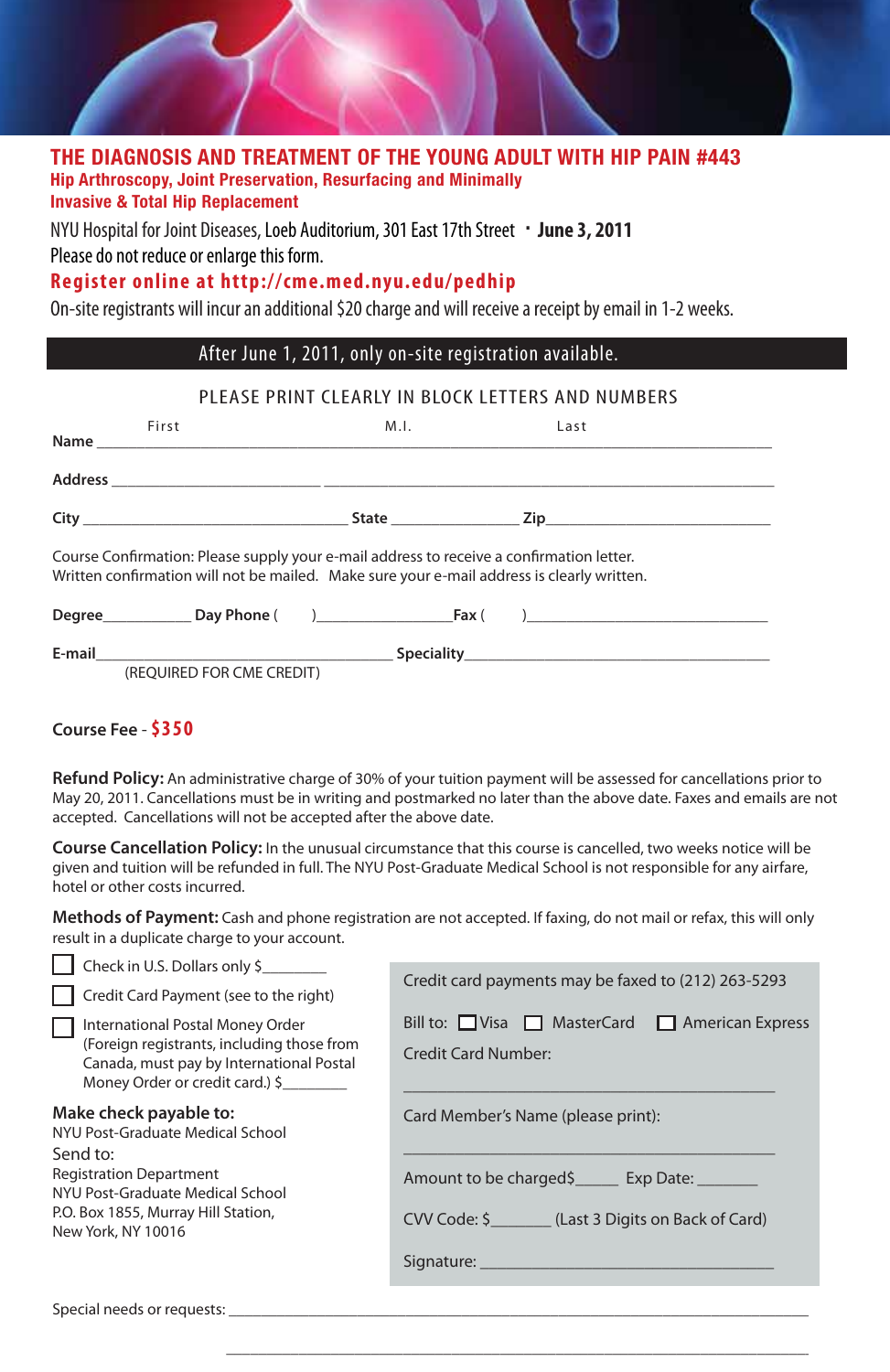# THE DIAGNOSIS AND TREATMENT OF THE YOUNG ADULT WITH HIP PAIN #443

## Hip Arthroscopy, Joint Preservation, Resurfacing and Minimally Invasive & Total Hip Replacement

NYU Hospital for Joint Diseases, Loeb Auditorium, 301 East 17th Street • **June 3, 2011**

Please do not reduce or enlarge this form.

**Register online at http://cme.med.nyu.edu/pedhip**

On-site registrants will incur an additional $20 charge and will receive a receipt by email in 1-2 weeks.

**After June 1, 2011, only on-site registration available.**

PLEASE PRINT CLEARLY IN BLOCK LETTERS AND NUMBERS

**Name** ______________ First ______________ M.I. ______________ Last ______________

**Address** ____________________________ ____________________________________________

**City** ______________________________ **State** ______________ **Zip** ______________________

Course Confirmation: Please supply your e-mail address to receive a confirmation letter.
Written confirmation will not be mailed. Make sure your e-mail address is clearly written.

**Degree** __________ **Day Phone** ( )_______________ **Fax** ( )___________________________

**E-mail** ___________________________________ **Speciality** ______________________________
(REQUIRED FOR CME CREDIT)

**Course Fee** - **$350**

**Refund Policy:** An administrative charge of 30% of your tuition payment will be assessed for cancellations prior to May 20, 2011. Cancellations must be in writing and postmarked no later than the above date. Faxes and emails are not accepted. Cancellations will not be accepted after the above date.

**Course Cancellation Policy:** In the unusual circumstance that this course is cancelled, two weeks notice will be given and tuition will be refunded in full. The NYU Post-Graduate Medical School is not responsible for any airfare, hotel or other costs incurred.

**Methods of Payment:** Cash and phone registration are not accepted. If faxing, do not mail or refax, this will only result in a duplicate charge to your account.

- ☐ Check in U.S. Dollars only $________
- ☐ Credit Card Payment (see to the right)
- ☐ International Postal Money Order (Foreign registrants, including those from Canada, must pay by International Postal Money Order or credit card.) $________

**Make check payable to:**
NYU Post-Graduate Medical School

Send to:
Registration Department
NYU Post-Graduate Medical School
P.O. Box 1855, Murray Hill Station,
New York, NY 10016

Credit card payments may be faxed to (212) 263-5293

Bill to: ☐ Visa ☐ MasterCard ☐ American Express

Credit Card Number:

______________________________________________

Card Member's Name (please print):

______________________________________________

Amount to be charged$_____ Exp Date: _______

CVV Code: $_______ (Last 3 Digits on Back of Card)

Signature: ________________________________

Special needs or requests: ____________________________________________________________

______________________________________________________________________________